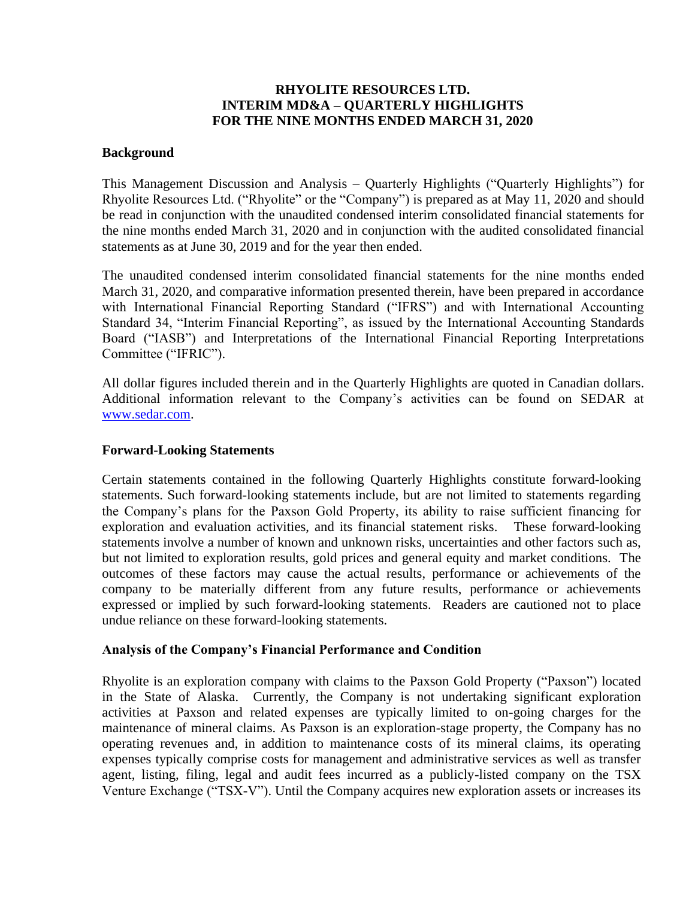# RHYOLITE RESOURCES LTD.
## INTERIM MD&A – QUARTERLY HIGHLIGHTS
## FOR THE NINE MONTHS ENDED MARCH 31, 2020

### Background

This Management Discussion and Analysis – Quarterly Highlights ("Quarterly Highlights") for Rhyolite Resources Ltd. ("Rhyolite" or the "Company") is prepared as at May 11, 2020 and should be read in conjunction with the unaudited condensed interim consolidated financial statements for the nine months ended March 31, 2020 and in conjunction with the audited consolidated financial statements as at June 30, 2019 and for the year then ended.

The unaudited condensed interim consolidated financial statements for the nine months ended March 31, 2020, and comparative information presented therein, have been prepared in accordance with International Financial Reporting Standard ("IFRS") and with International Accounting Standard 34, "Interim Financial Reporting", as issued by the International Accounting Standards Board ("IASB") and Interpretations of the International Financial Reporting Interpretations Committee ("IFRIC").

All dollar figures included therein and in the Quarterly Highlights are quoted in Canadian dollars. Additional information relevant to the Company's activities can be found on SEDAR at www.sedar.com.

### Forward-Looking Statements

Certain statements contained in the following Quarterly Highlights constitute forward-looking statements. Such forward-looking statements include, but are not limited to statements regarding the Company's plans for the Paxson Gold Property, its ability to raise sufficient financing for exploration and evaluation activities, and its financial statement risks. These forward-looking statements involve a number of known and unknown risks, uncertainties and other factors such as, but not limited to exploration results, gold prices and general equity and market conditions. The outcomes of these factors may cause the actual results, performance or achievements of the company to be materially different from any future results, performance or achievements expressed or implied by such forward-looking statements. Readers are cautioned not to place undue reliance on these forward-looking statements.

### Analysis of the Company's Financial Performance and Condition

Rhyolite is an exploration company with claims to the Paxson Gold Property ("Paxson") located in the State of Alaska. Currently, the Company is not undertaking significant exploration activities at Paxson and related expenses are typically limited to on-going charges for the maintenance of mineral claims. As Paxson is an exploration-stage property, the Company has no operating revenues and, in addition to maintenance costs of its mineral claims, its operating expenses typically comprise costs for management and administrative services as well as transfer agent, listing, filing, legal and audit fees incurred as a publicly-listed company on the TSX Venture Exchange ("TSX-V"). Until the Company acquires new exploration assets or increases its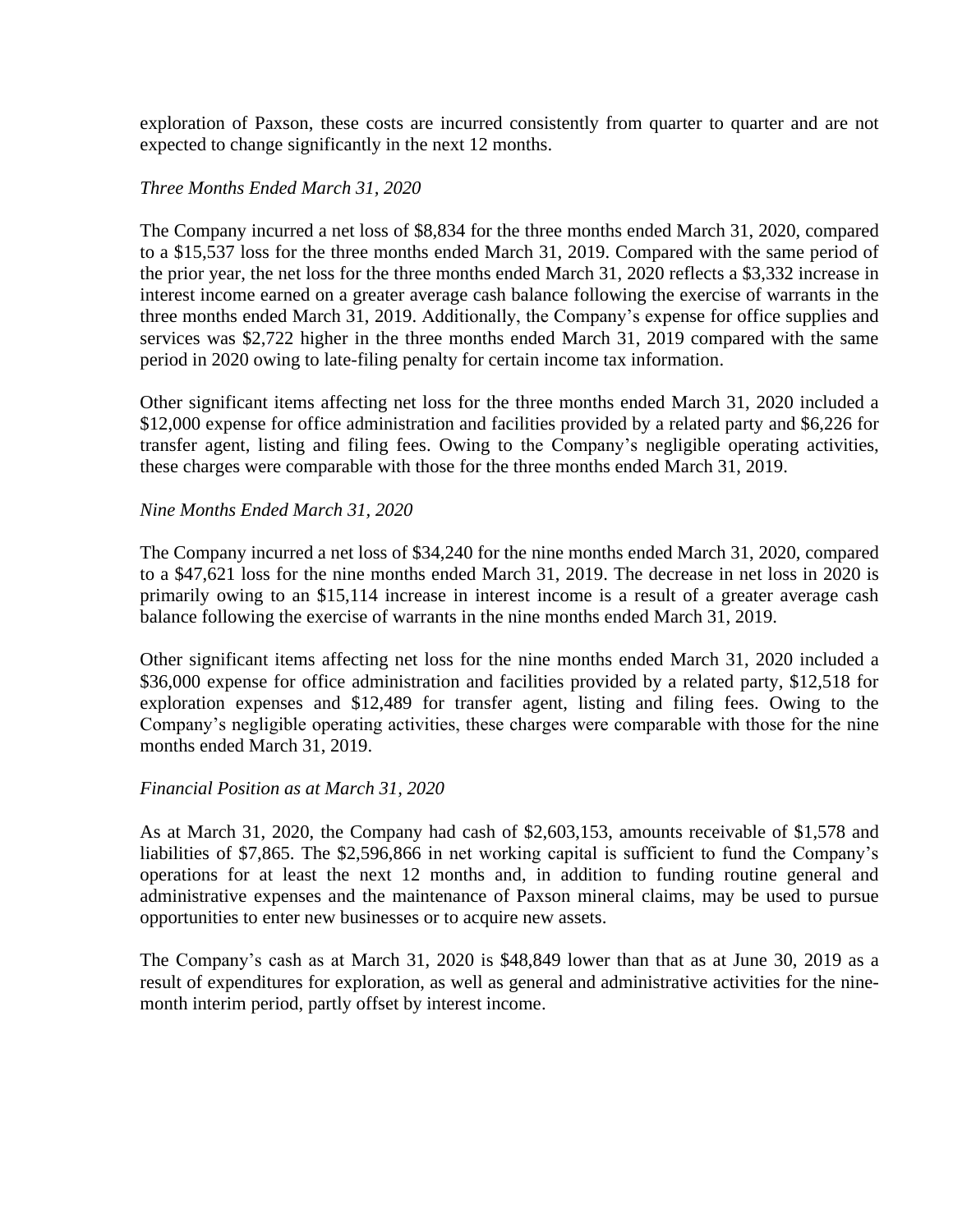exploration of Paxson, these costs are incurred consistently from quarter to quarter and are not expected to change significantly in the next 12 months.

*Three Months Ended March 31, 2020*

The Company incurred a net loss of $8,834 for the three months ended March 31, 2020, compared to a $15,537 loss for the three months ended March 31, 2019. Compared with the same period of the prior year, the net loss for the three months ended March 31, 2020 reflects a $3,332 increase in interest income earned on a greater average cash balance following the exercise of warrants in the three months ended March 31, 2019. Additionally, the Company's expense for office supplies and services was $2,722 higher in the three months ended March 31, 2019 compared with the same period in 2020 owing to late-filing penalty for certain income tax information.

Other significant items affecting net loss for the three months ended March 31, 2020 included a $12,000 expense for office administration and facilities provided by a related party and $6,226 for transfer agent, listing and filing fees. Owing to the Company's negligible operating activities, these charges were comparable with those for the three months ended March 31, 2019.

*Nine Months Ended March 31, 2020*

The Company incurred a net loss of $34,240 for the nine months ended March 31, 2020, compared to a $47,621 loss for the nine months ended March 31, 2019. The decrease in net loss in 2020 is primarily owing to an $15,114 increase in interest income is a result of a greater average cash balance following the exercise of warrants in the nine months ended March 31, 2019.

Other significant items affecting net loss for the nine months ended March 31, 2020 included a $36,000 expense for office administration and facilities provided by a related party, $12,518 for exploration expenses and $12,489 for transfer agent, listing and filing fees. Owing to the Company's negligible operating activities, these charges were comparable with those for the nine months ended March 31, 2019.

*Financial Position as at March 31, 2020*

As at March 31, 2020, the Company had cash of $2,603,153, amounts receivable of $1,578 and liabilities of $7,865. The $2,596,866 in net working capital is sufficient to fund the Company's operations for at least the next 12 months and, in addition to funding routine general and administrative expenses and the maintenance of Paxson mineral claims, may be used to pursue opportunities to enter new businesses or to acquire new assets.

The Company's cash as at March 31, 2020 is $48,849 lower than that as at June 30, 2019 as a result of expenditures for exploration, as well as general and administrative activities for the nine-month interim period, partly offset by interest income.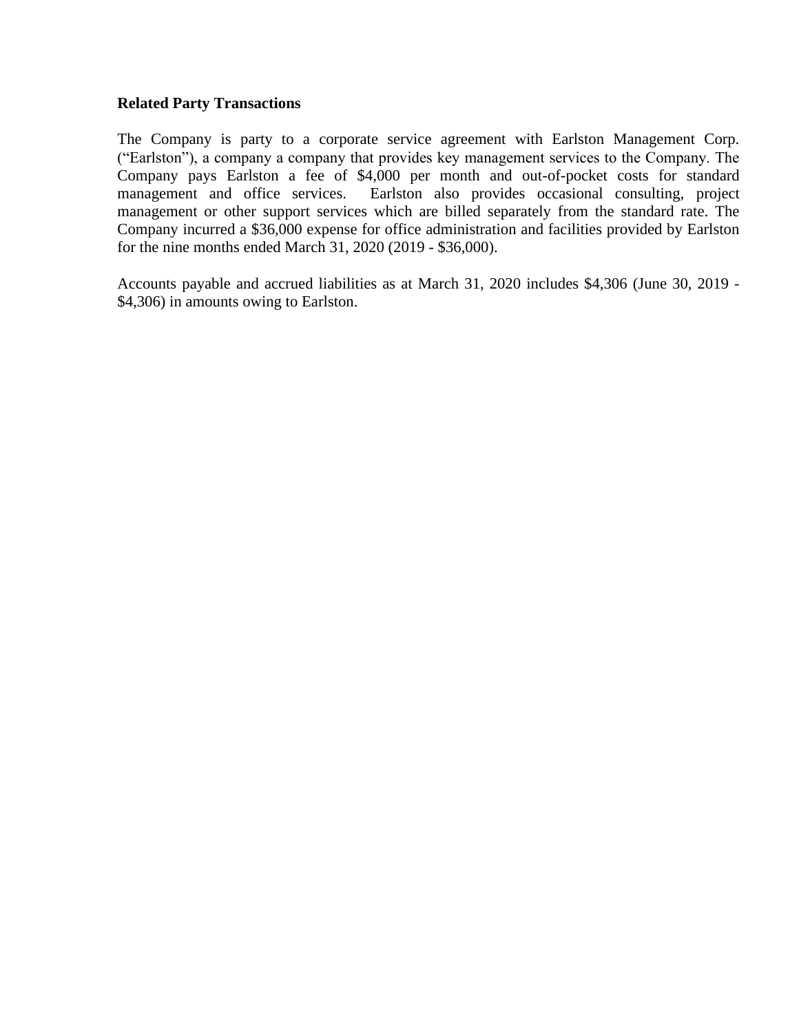**Related Party Transactions**

The Company is party to a corporate service agreement with Earlston Management Corp. (“Earlston”), a company a company that provides key management services to the Company. The Company pays Earlston a fee of $4,000 per month and out-of-pocket costs for standard management and office services. Earlston also provides occasional consulting, project management or other support services which are billed separately from the standard rate. The Company incurred a $36,000 expense for office administration and facilities provided by Earlston for the nine months ended March 31, 2020 (2019 - $36,000).

Accounts payable and accrued liabilities as at March 31, 2020 includes $4,306 (June 30, 2019 - $4,306) in amounts owing to Earlston.